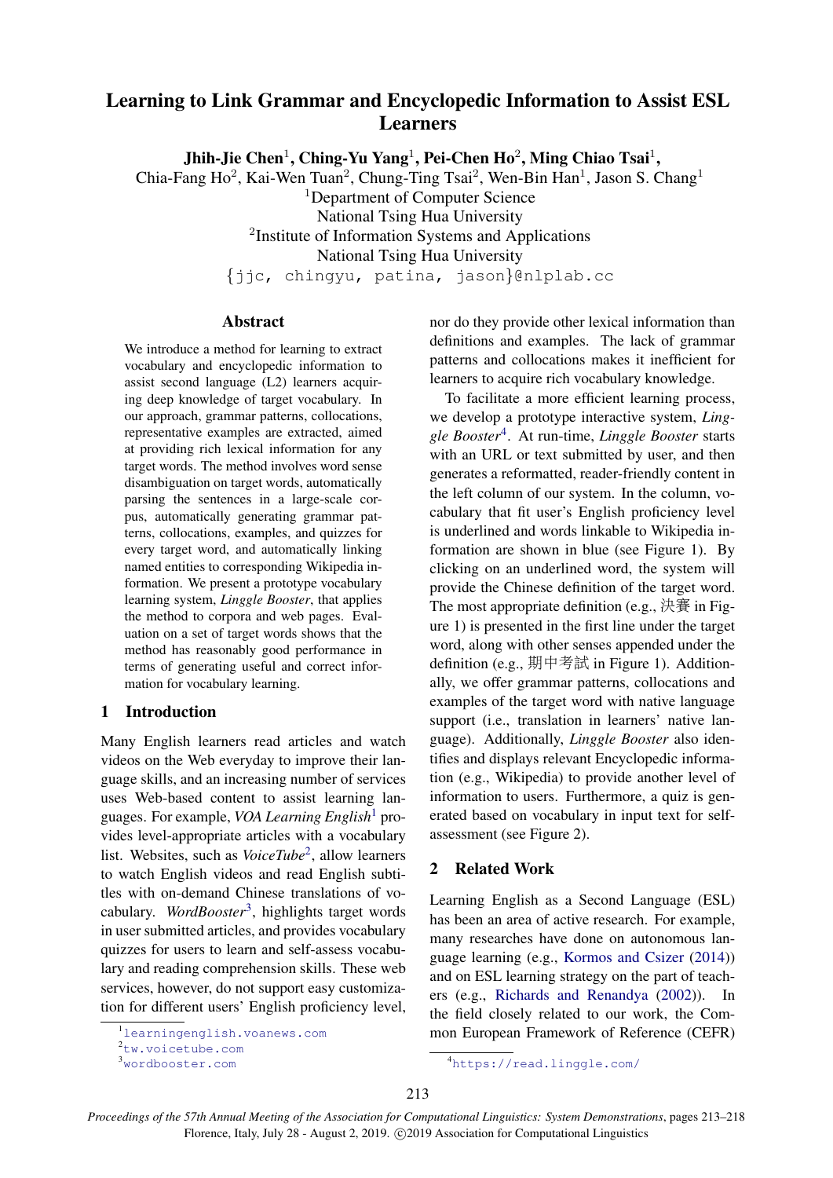# Learning to Link Grammar and Encyclopedic Information to Assist ESL Learners

**Jhih-Jie Chen**[1], **Ching-Yu Yang**[1], **Pei-Chen Ho**[2], **Ming Chiao Tsai**[1],
Chia-Fang Ho[2], Kai-Wen Tuan[2], Chung-Ting Tsai[2], Wen-Bin Han[1], Jason S. Chang[1]

[1]Department of Computer Science
National Tsing Hua University

[2]Institute of Information Systems and Applications
National Tsing Hua University

{jjc, chingyu, patina, jason}@nlplab.cc

## Abstract

We introduce a method for learning to extract vocabulary and encyclopedic information to assist second language (L2) learners acquiring deep knowledge of target vocabulary. In our approach, grammar patterns, collocations, representative examples are extracted, aimed at providing rich lexical information for any target words. The method involves word sense disambiguation on target words, automatically parsing the sentences in a large-scale corpus, automatically generating grammar patterns, collocations, examples, and quizzes for every target word, and automatically linking named entities to corresponding Wikipedia information. We present a prototype vocabulary learning system, *Linggle Booster*, that applies the method to corpora and web pages. Evaluation on a set of target words shows that the method has reasonably good performance in terms of generating useful and correct information for vocabulary learning.

## 1 Introduction

Many English learners read articles and watch videos on the Web everyday to improve their language skills, and an increasing number of services uses Web-based content to assist learning languages. For example, *VOA Learning English*[1] provides level-appropriate articles with a vocabulary list. Websites, such as *VoiceTube*[2], allow learners to watch English videos and read English subtitles with on-demand Chinese translations of vocabulary. *WordBooster*[3], highlights target words in user submitted articles, and provides vocabulary quizzes for users to learn and self-assess vocabulary and reading comprehension skills. These web services, however, do not support easy customization for different users' English proficiency level, nor do they provide other lexical information than definitions and examples. The lack of grammar patterns and collocations makes it inefficient for learners to acquire rich vocabulary knowledge.

To facilitate a more efficient learning process, we develop a prototype interactive system, *Linggle Booster*[4]. At run-time, *Linggle Booster* starts with an URL or text submitted by user, and then generates a reformatted, reader-friendly content in the left column of our system. In the column, vocabulary that fit user's English proficiency level is underlined and words linkable to Wikipedia information are shown in blue (see Figure 1). By clicking on an underlined word, the system will provide the Chinese definition of the target word. The most appropriate definition (e.g., 決賽 in Figure 1) is presented in the first line under the target word, along with other senses appended under the definition (e.g., 期中考試 in Figure 1). Additionally, we offer grammar patterns, collocations and examples of the target word with native language support (i.e., translation in learners' native language). Additionally, *Linggle Booster* also identifies and displays relevant Encyclopedic information (e.g., Wikipedia) to provide another level of information to users. Furthermore, a quiz is generated based on vocabulary in input text for self-assessment (see Figure 2).

## 2 Related Work

Learning English as a Second Language (ESL) has been an area of active research. For example, many researches have done on autonomous language learning (e.g., Kormos and Csizer (2014)) and on ESL learning strategy on the part of teachers (e.g., Richards and Renandya (2002)). In the field closely related to our work, the Common European Framework of Reference (CEFR)

[1]learningenglish.voanews.com
[2]tw.voicetube.com
[3]wordbooster.com
[4]https://read.linggle.com/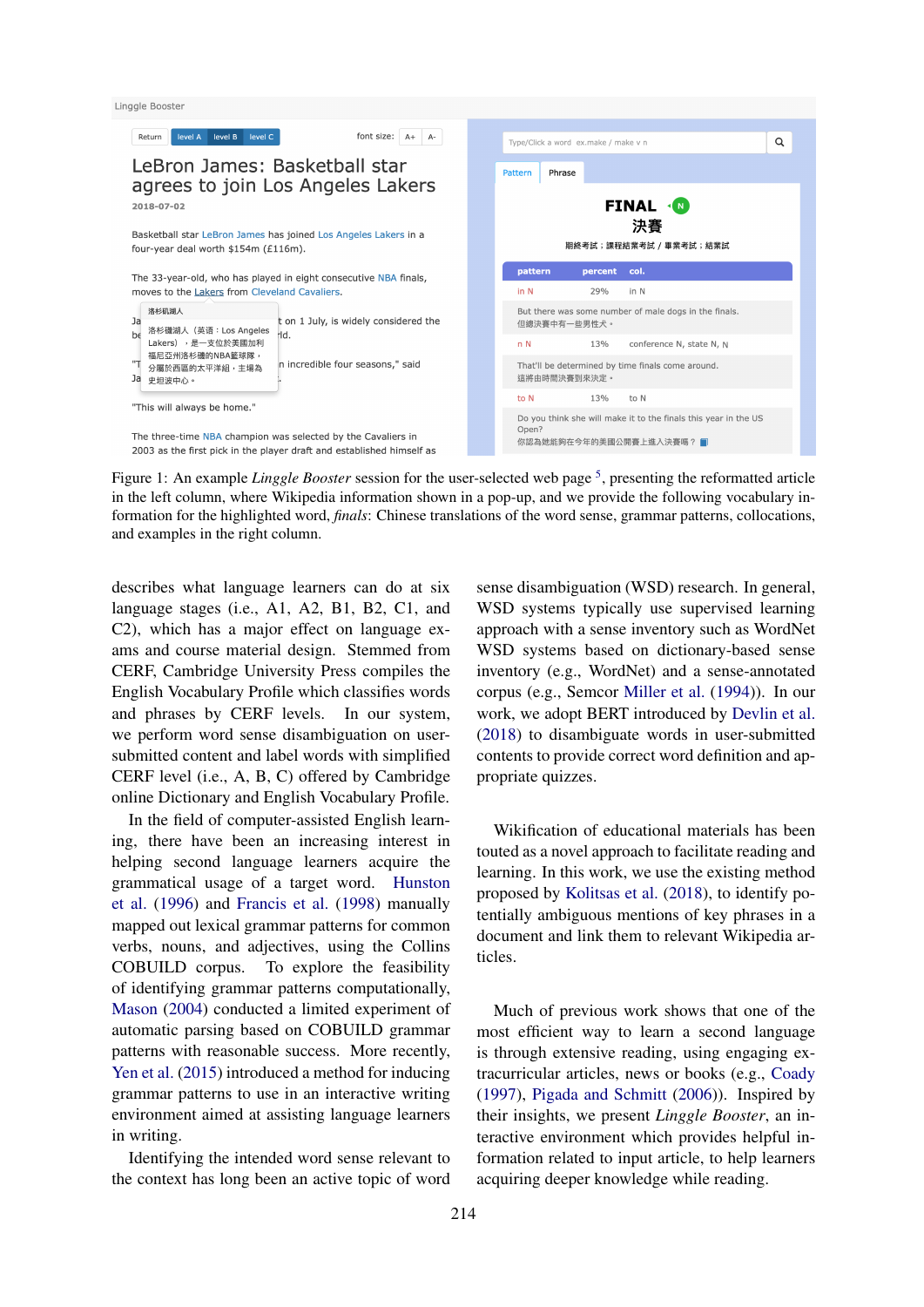Figure 1: An example *Linggle Booster* session for the user-selected web page [5], presenting the reformatted article in the left column, where Wikipedia information shown in a pop-up, and we provide the following vocabulary information for the highlighted word, *finals*: Chinese translations of the word sense, grammar patterns, collocations, and examples in the right column.

describes what language learners can do at six language stages (i.e., A1, A2, B1, B2, C1, and C2), which has a major effect on language exams and course material design. Stemmed from CERF, Cambridge University Press compiles the English Vocabulary Profile which classifies words and phrases by CERF levels. In our system, we perform word sense disambiguation on user-submitted content and label words with simplified CERF level (i.e., A, B, C) offered by Cambridge online Dictionary and English Vocabulary Profile.

In the field of computer-assisted English learning, there have been an increasing interest in helping second language learners acquire the grammatical usage of a target word. Hunston et al. (1996) and Francis et al. (1998) manually mapped out lexical grammar patterns for common verbs, nouns, and adjectives, using the Collins COBUILD corpus. To explore the feasibility of identifying grammar patterns computationally, Mason (2004) conducted a limited experiment of automatic parsing based on COBUILD grammar patterns with reasonable success. More recently, Yen et al. (2015) introduced a method for inducing grammar patterns to use in an interactive writing environment aimed at assisting language learners in writing.

Identifying the intended word sense relevant to the context has long been an active topic of word sense disambiguation (WSD) research. In general, WSD systems typically use supervised learning approach with a sense inventory such as WordNet WSD systems based on dictionary-based sense inventory (e.g., WordNet) and a sense-annotated corpus (e.g., Semcor Miller et al. (1994)). In our work, we adopt BERT introduced by Devlin et al. (2018) to disambiguate words in user-submitted contents to provide correct word definition and appropriate quizzes.

Wikification of educational materials has been touted as a novel approach to facilitate reading and learning. In this work, we use the existing method proposed by Kolitsas et al. (2018), to identify potentially ambiguous mentions of key phrases in a document and link them to relevant Wikipedia articles.

Much of previous work shows that one of the most efficient way to learn a second language is through extensive reading, using engaging extracurricular articles, news or books (e.g., Coady (1997), Pigada and Schmitt (2006)). Inspired by their insights, we present *Linggle Booster*, an interactive environment which provides helpful information related to input article, to help learners acquiring deeper knowledge while reading.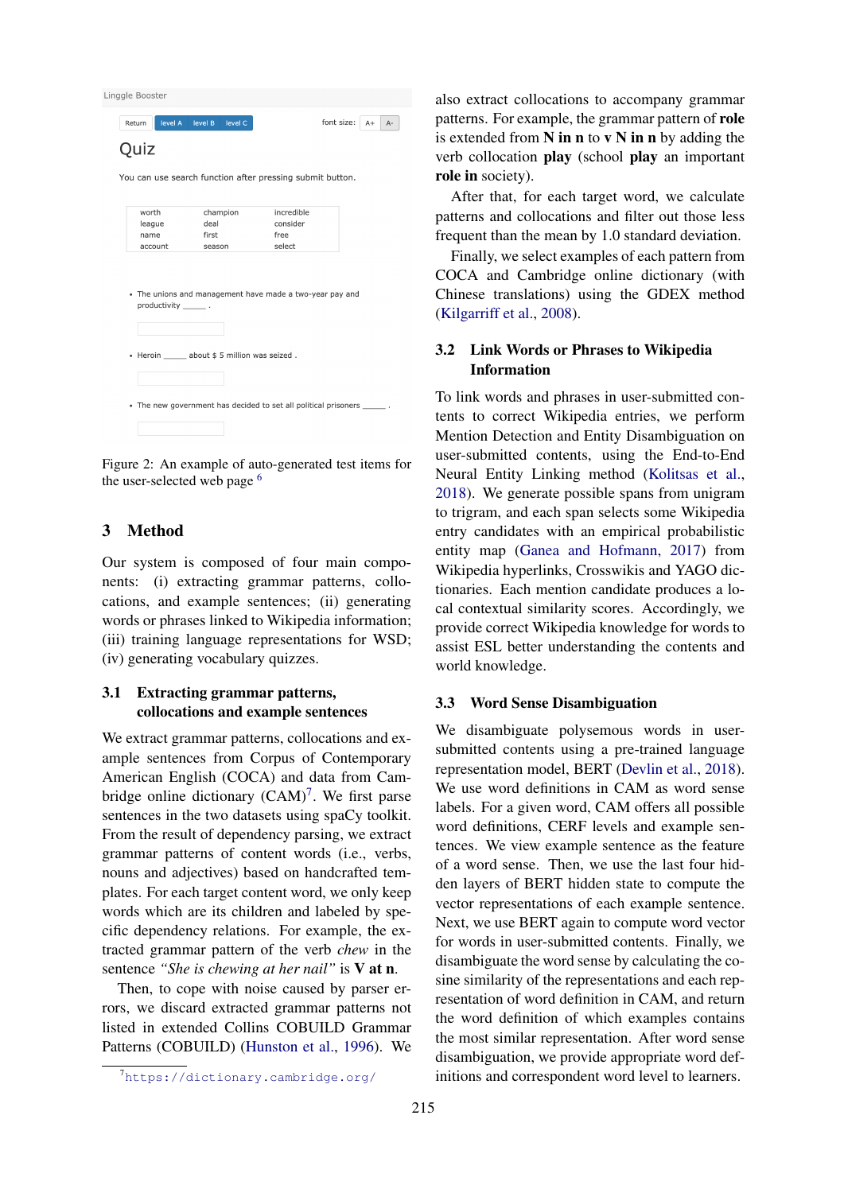Figure 2: An example of auto-generated test items for the user-selected web page [6]

## 3 Method

Our system is composed of four main components: (i) extracting grammar patterns, collocations, and example sentences; (ii) generating words or phrases linked to Wikipedia information; (iii) training language representations for WSD; (iv) generating vocabulary quizzes.

### 3.1 Extracting grammar patterns, collocations and example sentences

We extract grammar patterns, collocations and example sentences from Corpus of Contemporary American English (COCA) and data from Cambridge online dictionary (CAM)[7]. We first parse sentences in the two datasets using spaCy toolkit. From the result of dependency parsing, we extract grammar patterns of content words (i.e., verbs, nouns and adjectives) based on handcrafted templates. For each target content word, we only keep words which are its children and labeled by specific dependency relations. For example, the extracted grammar pattern of the verb *chew* in the sentence *"She is chewing at her nail"* is **V at n**.

Then, to cope with noise caused by parser errors, we discard extracted grammar patterns not listed in extended Collins COBUILD Grammar Patterns (COBUILD) (Hunston et al., 1996). We also extract collocations to accompany grammar patterns. For example, the grammar pattern of **role** is extended from **N in n** to **v N in n** by adding the verb collocation **play** (school **play** an important **role in** society).

After that, for each target word, we calculate patterns and collocations and filter out those less frequent than the mean by 1.0 standard deviation.

Finally, we select examples of each pattern from COCA and Cambridge online dictionary (with Chinese translations) using the GDEX method (Kilgarriff et al., 2008).

### 3.2 Link Words or Phrases to Wikipedia Information

To link words and phrases in user-submitted contents to correct Wikipedia entries, we perform Mention Detection and Entity Disambiguation on user-submitted contents, using the End-to-End Neural Entity Linking method (Kolitsas et al., 2018). We generate possible spans from unigram to trigram, and each span selects some Wikipedia entry candidates with an empirical probabilistic entity map (Ganea and Hofmann, 2017) from Wikipedia hyperlinks, Crosswikis and YAGO dictionaries. Each mention candidate produces a local contextual similarity scores. Accordingly, we provide correct Wikipedia knowledge for words to assist ESL better understanding the contents and world knowledge.

### 3.3 Word Sense Disambiguation

We disambiguate polysemous words in user-submitted contents using a pre-trained language representation model, BERT (Devlin et al., 2018). We use word definitions in CAM as word sense labels. For a given word, CAM offers all possible word definitions, CERF levels and example sentences. We view example sentence as the feature of a word sense. Then, we use the last four hidden layers of BERT hidden state to compute the vector representations of each example sentence. Next, we use BERT again to compute word vector for words in user-submitted contents. Finally, we disambiguate the word sense by calculating the cosine similarity of the representations and each representation of word definition in CAM, and return the word definition of which examples contains the most similar representation. After word sense disambiguation, we provide appropriate word definitions and correspondent word level to learners.

[7] https://dictionary.cambridge.org/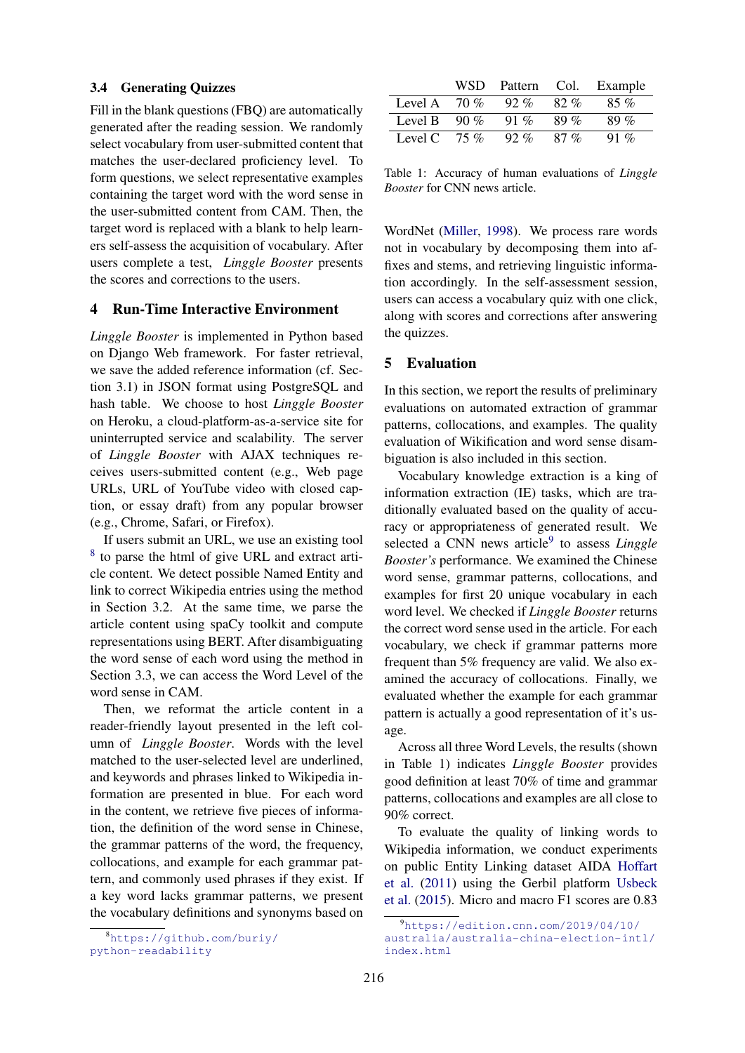### 3.4 Generating Quizzes

Fill in the blank questions (FBQ) are automatically generated after the reading session. We randomly select vocabulary from user-submitted content that matches the user-declared proficiency level. To form questions, we select representative examples containing the target word with the word sense in the user-submitted content from CAM. Then, the target word is replaced with a blank to help learners self-assess the acquisition of vocabulary. After users complete a test, *Linggle Booster* presents the scores and corrections to the users.

## 4 Run-Time Interactive Environment

*Linggle Booster* is implemented in Python based on Django Web framework. For faster retrieval, we save the added reference information (cf. Section 3.1) in JSON format using PostgreSQL and hash table. We choose to host *Linggle Booster* on Heroku, a cloud-platform-as-a-service site for uninterrupted service and scalability. The server of *Linggle Booster* with AJAX techniques receives users-submitted content (e.g., Web page URLs, URL of YouTube video with closed caption, or essay draft) from any popular browser (e.g., Chrome, Safari, or Firefox).

If users submit an URL, we use an existing tool [8] to parse the html of give URL and extract article content. We detect possible Named Entity and link to correct Wikipedia entries using the method in Section 3.2. At the same time, we parse the article content using spaCy toolkit and compute representations using BERT. After disambiguating the word sense of each word using the method in Section 3.3, we can access the Word Level of the word sense in CAM.

Then, we reformat the article content in a reader-friendly layout presented in the left column of *Linggle Booster*. Words with the level matched to the user-selected level are underlined, and keywords and phrases linked to Wikipedia information are presented in blue. For each word in the content, we retrieve five pieces of information, the definition of the word sense in Chinese, the grammar patterns of the word, the frequency, collocations, and example for each grammar pattern, and commonly used phrases if they exist. If a key word lacks grammar patterns, we present the vocabulary definitions and synonyms based on WordNet (Miller, 1998). We process rare words not in vocabulary by decomposing them into affixes and stems, and retrieving linguistic information accordingly. In the self-assessment session, users can access a vocabulary quiz with one click, along with scores and corrections after answering the quizzes.

[8] https://github.com/buriy/python-readability

|  | WSD | Pattern | Col. | Example |
|---|---|---|---|---|
| Level A | 70 % | 92 % | 82 % | 85 % |
| Level B | 90 % | 91 % | 89 % | 89 % |
| Level C | 75 % | 92 % | 87 % | 91 % |

Table 1: Accuracy of human evaluations of *Linggle Booster* for CNN news article.

## 5 Evaluation

In this section, we report the results of preliminary evaluations on automated extraction of grammar patterns, collocations, and examples. The quality evaluation of Wikification and word sense disambiguation is also included in this section.

Vocabulary knowledge extraction is a king of information extraction (IE) tasks, which are traditionally evaluated based on the quality of accuracy or appropriateness of generated result. We selected a CNN news article[9] to assess *Linggle Booster's* performance. We examined the Chinese word sense, grammar patterns, collocations, and examples for first 20 unique vocabulary in each word level. We checked if *Linggle Booster* returns the correct word sense used in the article. For each vocabulary, we check if grammar patterns more frequent than 5% frequency are valid. We also examined the accuracy of collocations. Finally, we evaluated whether the example for each grammar pattern is actually a good representation of it's usage.

Across all three Word Levels, the results (shown in Table 1) indicates *Linggle Booster* provides good definition at least 70% of time and grammar patterns, collocations and examples are all close to 90% correct.

To evaluate the quality of linking words to Wikipedia information, we conduct experiments on public Entity Linking dataset AIDA Hoffart et al. (2011) using the Gerbil platform Usbeck et al. (2015). Micro and macro F1 scores are 0.83

[9] https://edition.cnn.com/2019/04/10/australia/australia-china-election-intl/index.html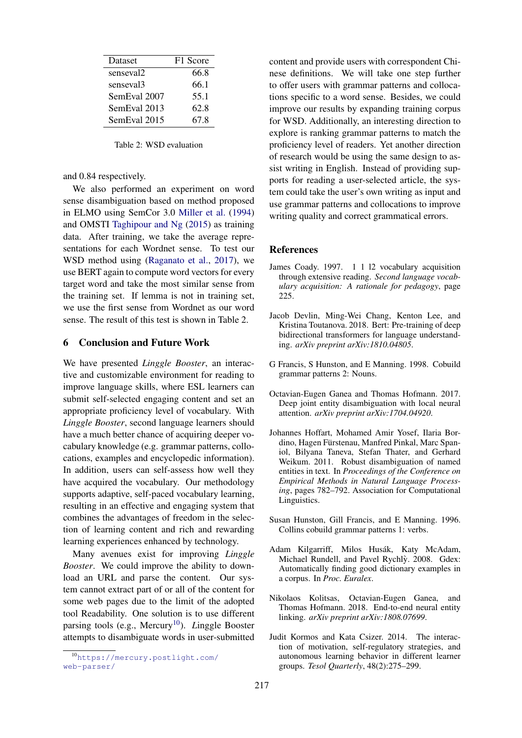| Dataset | F1 Score |
|---|---|
| senseval2 | 66.8 |
| senseval3 | 66.1 |
| SemEval 2007 | 55.1 |
| SemEval 2013 | 62.8 |
| SemEval 2015 | 67.8 |

Table 2: WSD evaluation

and 0.84 respectively.

We also performed an experiment on word sense disambiguation based on method proposed in ELMO using SemCor 3.0 Miller et al. (1994) and OMSTI Taghipour and Ng (2015) as training data. After training, we take the average representations for each Wordnet sense. To test our WSD method using (Raganato et al., 2017), we use BERT again to compute word vectors for every target word and take the most similar sense from the training set. If lemma is not in training set, we use the first sense from Wordnet as our word sense. The result of this test is shown in Table 2.

## 6 Conclusion and Future Work

We have presented *Linggle Booster*, an interactive and customizable environment for reading to improve language skills, where ESL learners can submit self-selected engaging content and set an appropriate proficiency level of vocabulary. With *Linggle Booster*, second language learners should have a much better chance of acquiring deeper vocabulary knowledge (e.g. grammar patterns, collocations, examples and encyclopedic information). In addition, users can self-assess how well they have acquired the vocabulary. Our methodology supports adaptive, self-paced vocabulary learning, resulting in an effective and engaging system that combines the advantages of freedom in the selection of learning content and rich and rewarding learning experiences enhanced by technology.

Many avenues exist for improving *Linggle Booster*. We could improve the ability to download an URL and parse the content. Our system cannot extract part of or all of the content for some web pages due to the limit of the adopted tool Readability. One solution is to use different parsing tools (e.g., Mercury[10]). *L*inggle Booster attempts to disambiguate words in user-submitted content and provide users with correspondent Chinese definitions. We will take one step further to offer users with grammar patterns and collocations specific to a word sense. Besides, we could improve our results by expanding training corpus for WSD. Additionally, an interesting direction to explore is ranking grammar patterns to match the proficiency level of readers. Yet another direction of research would be using the same design to assist writing in English. Instead of providing supports for reading a user-selected article, the system could take the user's own writing as input and use grammar patterns and collocations to improve writing quality and correct grammatical errors.

[10] https://mercury.postlight.com/web-parser/

## References

James Coady. 1997. 1 1 l2 vocabulary acquisition through extensive reading. *Second language vocabulary acquisition: A rationale for pedagogy*, page 225.

Jacob Devlin, Ming-Wei Chang, Kenton Lee, and Kristina Toutanova. 2018. Bert: Pre-training of deep bidirectional transformers for language understanding. *arXiv preprint arXiv:1810.04805*.

G Francis, S Hunston, and E Manning. 1998. Cobuild grammar patterns 2: Nouns.

Octavian-Eugen Ganea and Thomas Hofmann. 2017. Deep joint entity disambiguation with local neural attention. *arXiv preprint arXiv:1704.04920*.

Johannes Hoffart, Mohamed Amir Yosef, Ilaria Bordino, Hagen Fürstenau, Manfred Pinkal, Marc Spaniol, Bilyana Taneva, Stefan Thater, and Gerhard Weikum. 2011. Robust disambiguation of named entities in text. In *Proceedings of the Conference on Empirical Methods in Natural Language Processing*, pages 782–792. Association for Computational Linguistics.

Susan Hunston, Gill Francis, and E Manning. 1996. Collins cobuild grammar patterns 1: verbs.

Adam Kilgarriff, Milos Husák, Katy McAdam, Michael Rundell, and Pavel Rychlỳ. 2008. Gdex: Automatically finding good dictionary examples in a corpus. In *Proc. Euralex*.

Nikolaos Kolitsas, Octavian-Eugen Ganea, and Thomas Hofmann. 2018. End-to-end neural entity linking. *arXiv preprint arXiv:1808.07699*.

Judit Kormos and Kata Csizer. 2014. The interaction of motivation, self-regulatory strategies, and autonomous learning behavior in different learner groups. *Tesol Quarterly*, 48(2):275–299.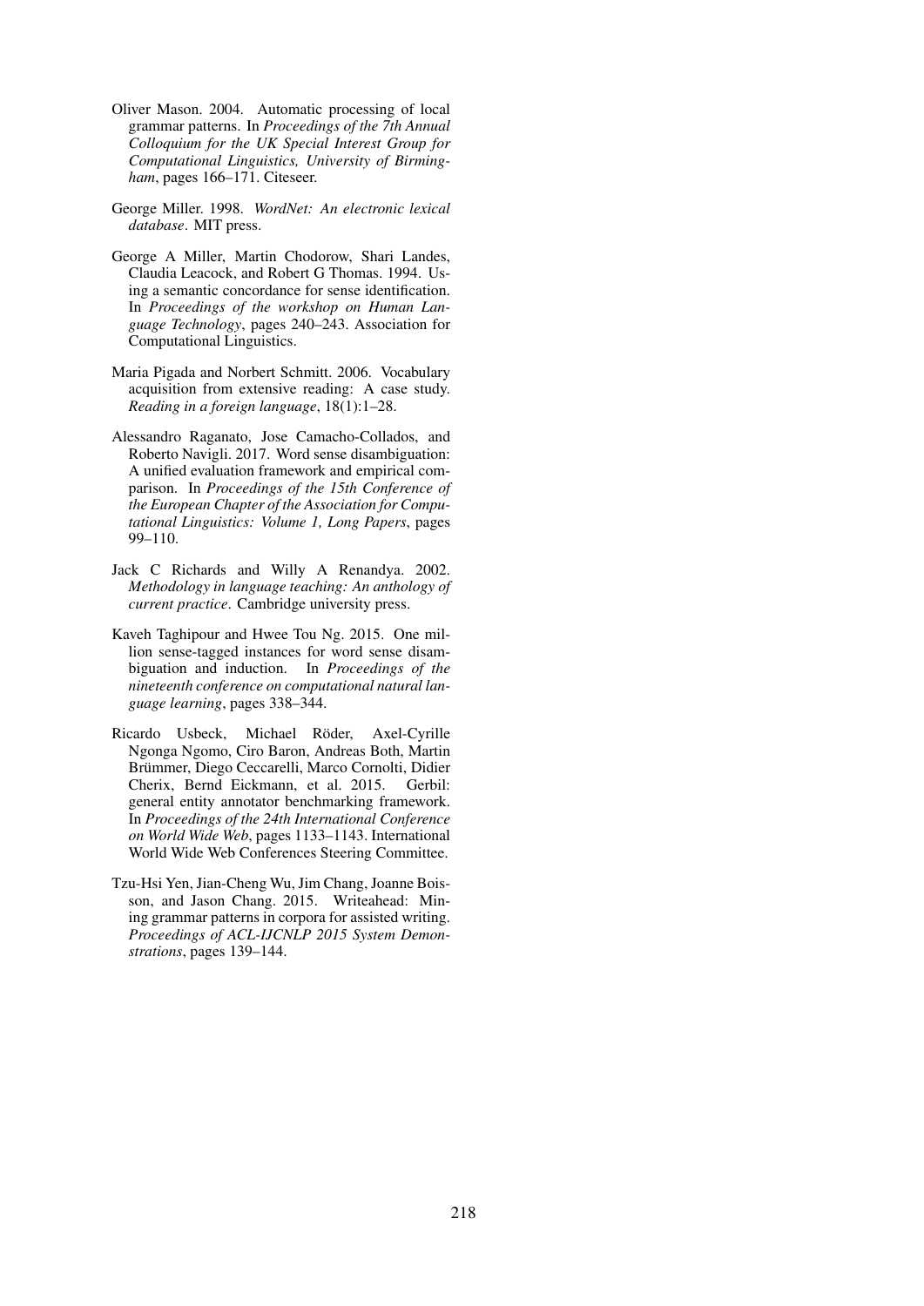Oliver Mason. 2004. Automatic processing of local grammar patterns. In *Proceedings of the 7th Annual Colloquium for the UK Special Interest Group for Computational Linguistics, University of Birmingham*, pages 166–171. Citeseer.

George Miller. 1998. *WordNet: An electronic lexical database*. MIT press.

George A Miller, Martin Chodorow, Shari Landes, Claudia Leacock, and Robert G Thomas. 1994. Using a semantic concordance for sense identification. In *Proceedings of the workshop on Human Language Technology*, pages 240–243. Association for Computational Linguistics.

Maria Pigada and Norbert Schmitt. 2006. Vocabulary acquisition from extensive reading: A case study. *Reading in a foreign language*, 18(1):1–28.

Alessandro Raganato, Jose Camacho-Collados, and Roberto Navigli. 2017. Word sense disambiguation: A unified evaluation framework and empirical comparison. In *Proceedings of the 15th Conference of the European Chapter of the Association for Computational Linguistics: Volume 1, Long Papers*, pages 99–110.

Jack C Richards and Willy A Renandya. 2002. *Methodology in language teaching: An anthology of current practice*. Cambridge university press.

Kaveh Taghipour and Hwee Tou Ng. 2015. One million sense-tagged instances for word sense disambiguation and induction. In *Proceedings of the nineteenth conference on computational natural language learning*, pages 338–344.

Ricardo Usbeck, Michael Röder, Axel-Cyrille Ngonga Ngomo, Ciro Baron, Andreas Both, Martin Brümmer, Diego Ceccarelli, Marco Cornolti, Didier Cherix, Bernd Eickmann, et al. 2015. Gerbil: general entity annotator benchmarking framework. In *Proceedings of the 24th International Conference on World Wide Web*, pages 1133–1143. International World Wide Web Conferences Steering Committee.

Tzu-Hsi Yen, Jian-Cheng Wu, Jim Chang, Joanne Boisson, and Jason Chang. 2015. Writeahead: Mining grammar patterns in corpora for assisted writing. *Proceedings of ACL-IJCNLP 2015 System Demonstrations*, pages 139–144.